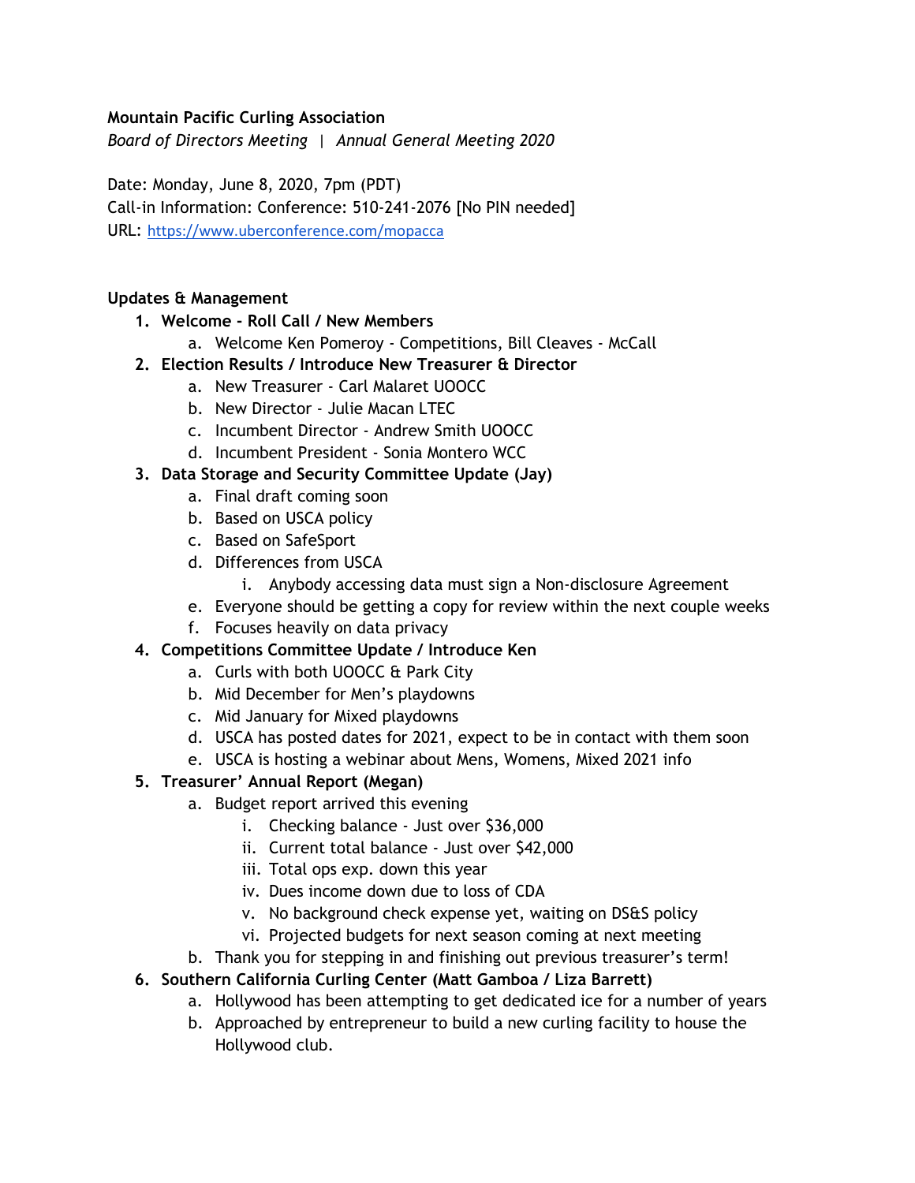**Mountain Pacific Curling Association**

*Board of Directors Meeting | Annual General Meeting 2020*

Date: Monday, June 8, 2020, 7pm (PDT)
Call-in Information: Conference: 510-241-2076 [No PIN needed]
URL: https://www.uberconference.com/mopacca

**Updates & Management**

1. **Welcome - Roll Call / New Members**
   a. Welcome Ken Pomeroy - Competitions, Bill Cleaves - McCall
2. **Election Results / Introduce New Treasurer & Director**
   a. New Treasurer - Carl Malaret UOOCC
   b. New Director - Julie Macan LTEC
   c. Incumbent Director - Andrew Smith UOOCC
   d. Incumbent President - Sonia Montero WCC
3. **Data Storage and Security Committee Update (Jay)**
   a. Final draft coming soon
   b. Based on USCA policy
   c. Based on SafeSport
   d. Differences from USCA
      i. Anybody accessing data must sign a Non-disclosure Agreement
   e. Everyone should be getting a copy for review within the next couple weeks
   f. Focuses heavily on data privacy
4. **Competitions Committee Update / Introduce Ken**
   a. Curls with both UOOCC & Park City
   b. Mid December for Men's playdowns
   c. Mid January for Mixed playdowns
   d. USCA has posted dates for 2021, expect to be in contact with them soon
   e. USCA is hosting a webinar about Mens, Womens, Mixed 2021 info
5. **Treasurer' Annual Report (Megan)**
   a. Budget report arrived this evening
      i. Checking balance - Just over $36,000
      ii. Current total balance - Just over $42,000
      iii. Total ops exp. down this year
      iv. Dues income down due to loss of CDA
      v. No background check expense yet, waiting on DS&S policy
      vi. Projected budgets for next season coming at next meeting
   b. Thank you for stepping in and finishing out previous treasurer's term!
6. **Southern California Curling Center (Matt Gamboa / Liza Barrett)**
   a. Hollywood has been attempting to get dedicated ice for a number of years
   b. Approached by entrepreneur to build a new curling facility to house the Hollywood club.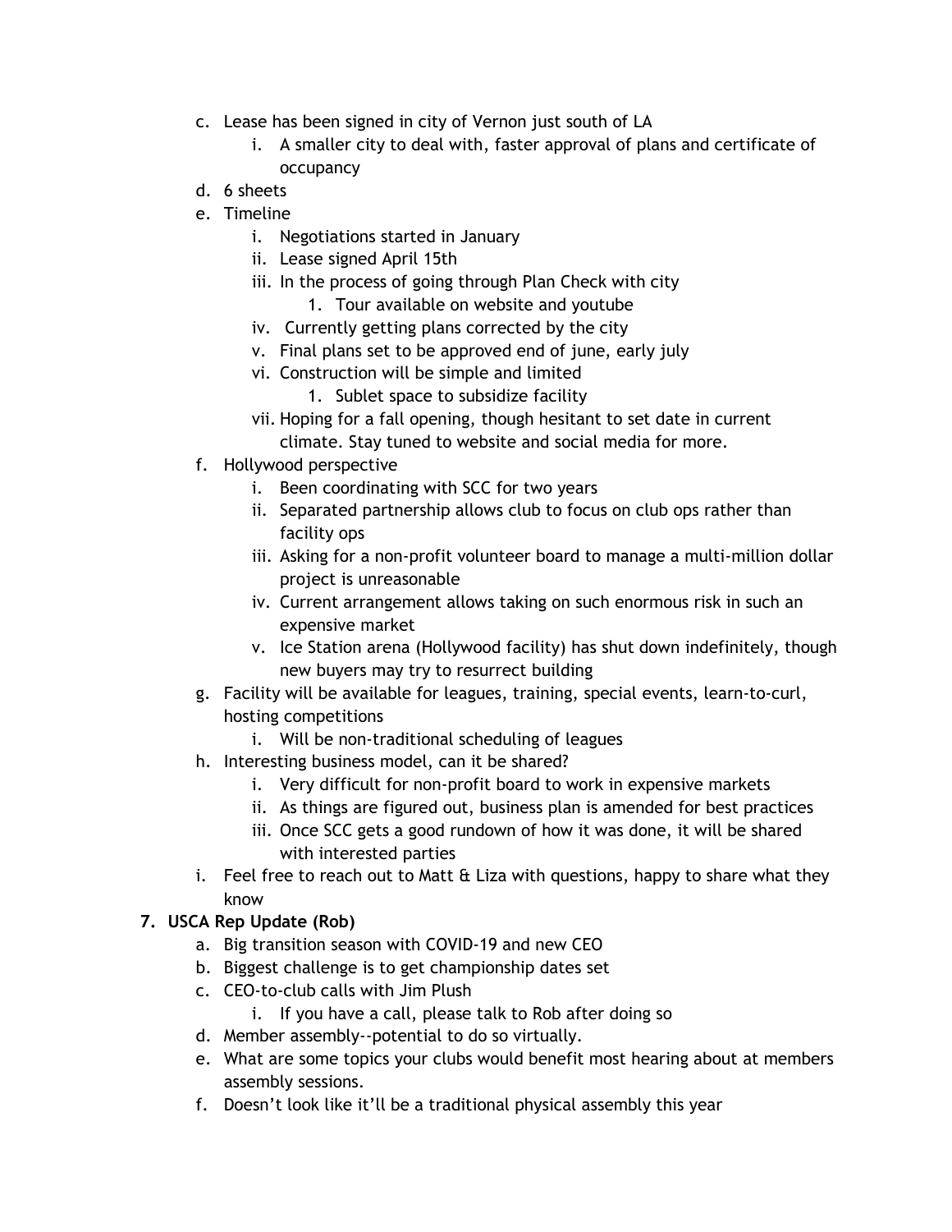c. Lease has been signed in city of Vernon just south of LA
    i. A smaller city to deal with, faster approval of plans and certificate of occupancy

d. 6 sheets

e. Timeline
    i. Negotiations started in January
    ii. Lease signed April 15th
    iii. In the process of going through Plan Check with city
        1. Tour available on website and youtube
    iv. Currently getting plans corrected by the city
    v. Final plans set to be approved end of june, early july
    vi. Construction will be simple and limited
        1. Sublet space to subsidize facility
    vii. Hoping for a fall opening, though hesitant to set date in current climate. Stay tuned to website and social media for more.

f. Hollywood perspective
    i. Been coordinating with SCC for two years
    ii. Separated partnership allows club to focus on club ops rather than facility ops
    iii. Asking for a non-profit volunteer board to manage a multi-million dollar project is unreasonable
    iv. Current arrangement allows taking on such enormous risk in such an expensive market
    v. Ice Station arena (Hollywood facility) has shut down indefinitely, though new buyers may try to resurrect building

g. Facility will be available for leagues, training, special events, learn-to-curl, hosting competitions
    i. Will be non-traditional scheduling of leagues

h. Interesting business model, can it be shared?
    i. Very difficult for non-profit board to work in expensive markets
    ii. As things are figured out, business plan is amended for best practices
    iii. Once SCC gets a good rundown of how it was done, it will be shared with interested parties

i. Feel free to reach out to Matt & Liza with questions, happy to share what they know

**7. USCA Rep Update (Rob)**

a. Big transition season with COVID-19 and new CEO

b. Biggest challenge is to get championship dates set

c. CEO-to-club calls with Jim Plush
    i. If you have a call, please talk to Rob after doing so

d. Member assembly--potential to do so virtually.

e. What are some topics your clubs would benefit most hearing about at members assembly sessions.

f. Doesn't look like it'll be a traditional physical assembly this year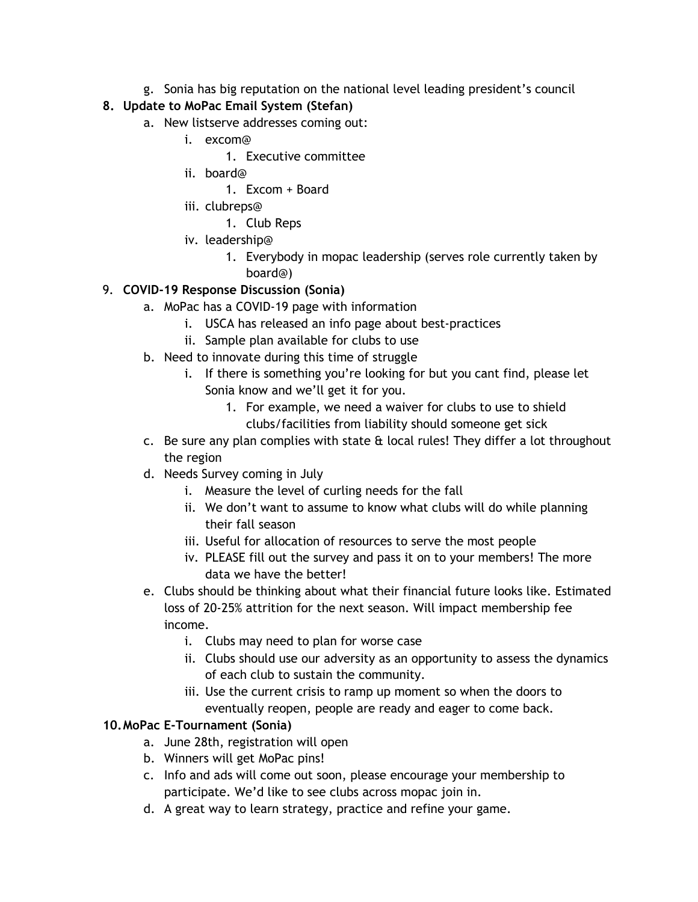g. Sonia has big reputation on the national level leading president's council

8. **Update to MoPac Email System (Stefan)**
   a. New listserve addresses coming out:
      i. excom@
         1. Executive committee
      ii. board@
         1. Excom + Board
      iii. clubreps@
         1. Club Reps
      iv. leadership@
         1. Everybody in mopac leadership (serves role currently taken by board@)

9. **COVID-19 Response Discussion (Sonia)**
   a. MoPac has a COVID-19 page with information
      i. USCA has released an info page about best-practices
      ii. Sample plan available for clubs to use
   b. Need to innovate during this time of struggle
      i. If there is something you're looking for but you cant find, please let Sonia know and we'll get it for you.
         1. For example, we need a waiver for clubs to use to shield clubs/facilities from liability should someone get sick
   c. Be sure any plan complies with state & local rules! They differ a lot throughout the region
   d. Needs Survey coming in July
      i. Measure the level of curling needs for the fall
      ii. We don't want to assume to know what clubs will do while planning their fall season
      iii. Useful for allocation of resources to serve the most people
      iv. PLEASE fill out the survey and pass it on to your members! The more data we have the better!
   e. Clubs should be thinking about what their financial future looks like. Estimated loss of 20-25% attrition for the next season. Will impact membership fee income.
      i. Clubs may need to plan for worse case
      ii. Clubs should use our adversity as an opportunity to assess the dynamics of each club to sustain the community.
      iii. Use the current crisis to ramp up moment so when the doors to eventually reopen, people are ready and eager to come back.

10. **MoPac E-Tournament (Sonia)**
   a. June 28th, registration will open
   b. Winners will get MoPac pins!
   c. Info and ads will come out soon, please encourage your membership to participate. We'd like to see clubs across mopac join in.
   d. A great way to learn strategy, practice and refine your game.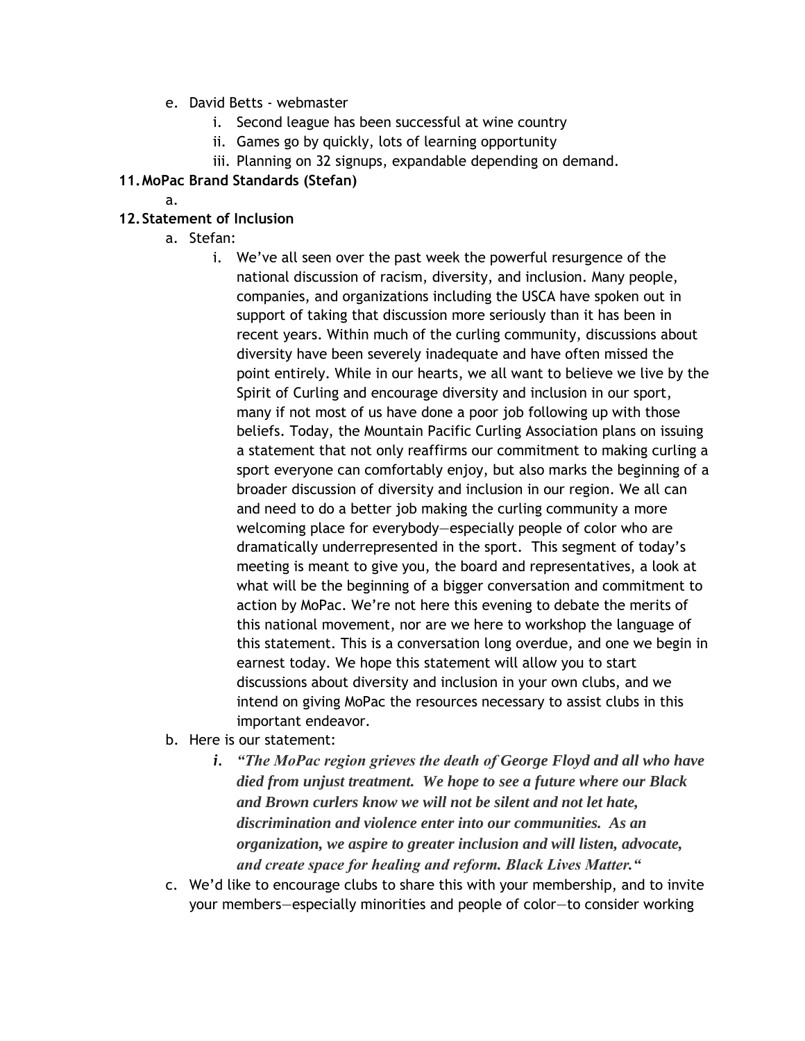e. David Betts - webmaster
      i. Second league has been successful at wine country
      ii. Games go by quickly, lots of learning opportunity
      iii. Planning on 32 signups, expandable depending on demand.

**11. MoPac Brand Standards (Stefan)**

   a.

**12. Statement of Inclusion**

   a. Stefan:
      i. We've all seen over the past week the powerful resurgence of the national discussion of racism, diversity, and inclusion. Many people, companies, and organizations including the USCA have spoken out in support of taking that discussion more seriously than it has been in recent years. Within much of the curling community, discussions about diversity have been severely inadequate and have often missed the point entirely. While in our hearts, we all want to believe we live by the Spirit of Curling and encourage diversity and inclusion in our sport, many if not most of us have done a poor job following up with those beliefs. Today, the Mountain Pacific Curling Association plans on issuing a statement that not only reaffirms our commitment to making curling a sport everyone can comfortably enjoy, but also marks the beginning of a broader discussion of diversity and inclusion in our region. We all can and need to do a better job making the curling community a more welcoming place for everybody—especially people of color who are dramatically underrepresented in the sport. This segment of today's meeting is meant to give you, the board and representatives, a look at what will be the beginning of a bigger conversation and commitment to action by MoPac. We're not here this evening to debate the merits of this national movement, nor are we here to workshop the language of this statement. This is a conversation long overdue, and one we begin in earnest today. We hope this statement will allow you to start discussions about diversity and inclusion in your own clubs, and we intend on giving MoPac the resources necessary to assist clubs in this important endeavor.

   b. Here is our statement:
      i. ***"The MoPac region grieves the death of George Floyd and all who have died from unjust treatment. We hope to see a future where our Black and Brown curlers know we will not be silent and not let hate, discrimination and violence enter into our communities. As an organization, we aspire to greater inclusion and will listen, advocate, and create space for healing and reform. Black Lives Matter."***

   c. We'd like to encourage clubs to share this with your membership, and to invite your members—especially minorities and people of color—to consider working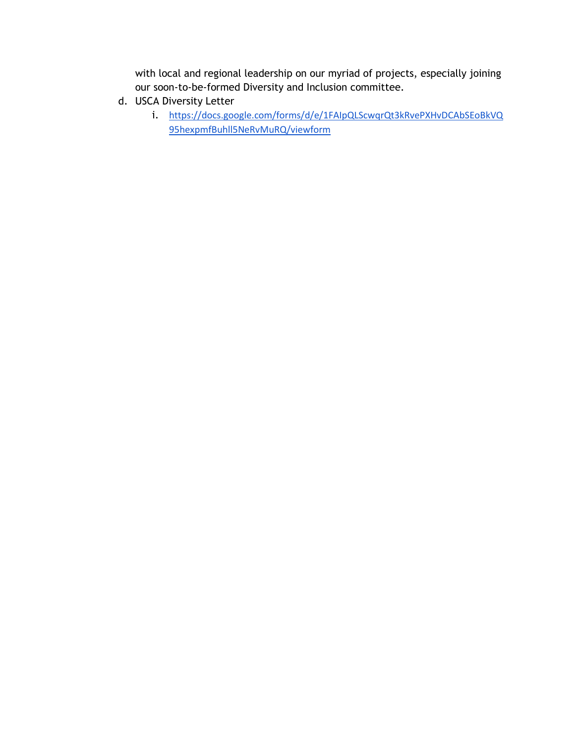with local and regional leadership on our myriad of projects, especially joining our soon-to-be-formed Diversity and Inclusion committee.

d. USCA Diversity Letter
    i. https://docs.google.com/forms/d/e/1FAIpQLScwqrQt3kRvePXHvDCAbSEoBkVQ95hexpmfBuhll5NeRvMuRQ/viewform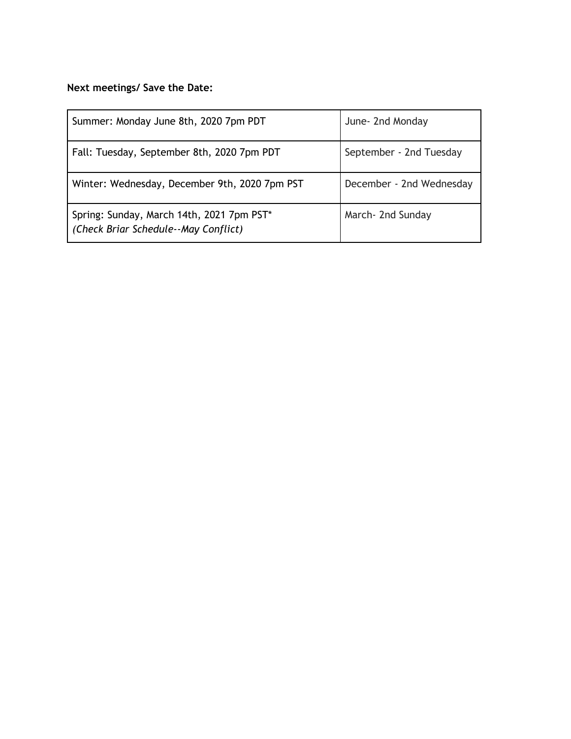**Next meetings/ Save the Date:**

| | |
|---|---|
| Summer: Monday June 8th, 2020 7pm PDT | June- 2nd Monday |
| Fall: Tuesday, September 8th, 2020 7pm PDT | September - 2nd Tuesday |
| Winter: Wednesday, December 9th, 2020 7pm PST | December - 2nd Wednesday |
| Spring: Sunday, March 14th, 2021 7pm PST* *(Check Briar Schedule--May Conflict)* | March- 2nd Sunday |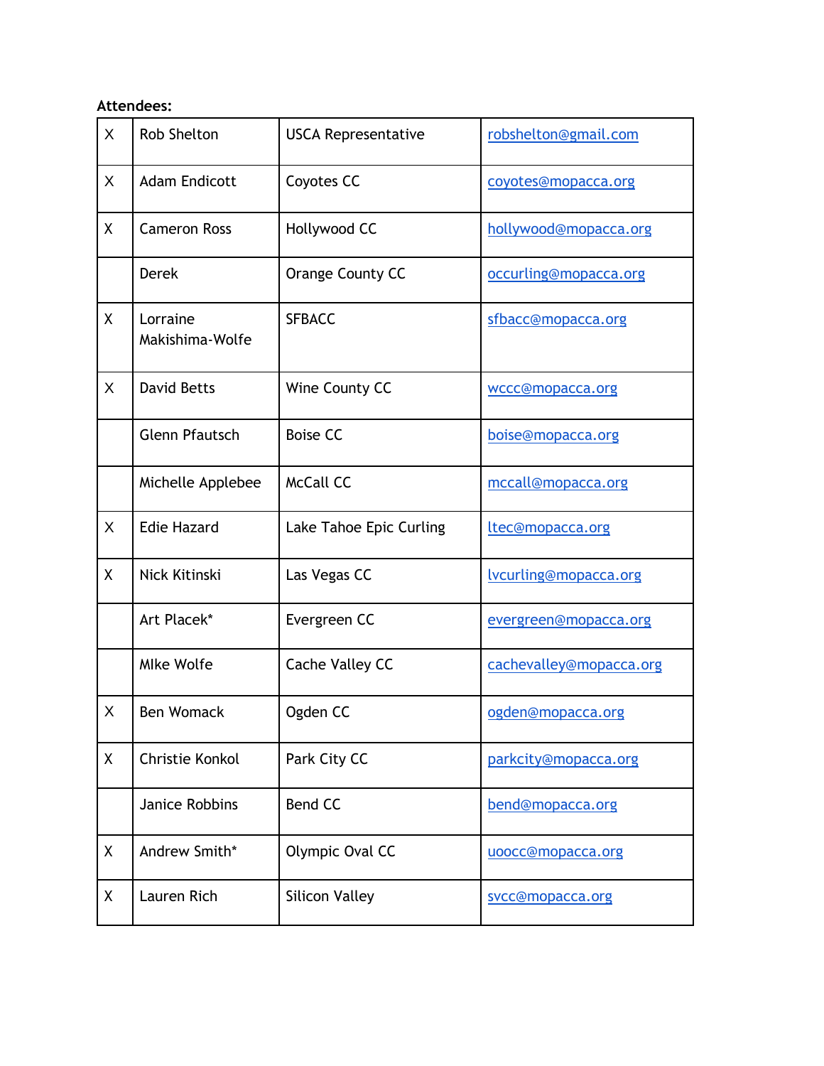**Attendees:**

| | | | |
|---|---|---|---|
| X | Rob Shelton | USCA Representative | robshelton@gmail.com |
| X | Adam Endicott | Coyotes CC | coyotes@mopacca.org |
| X | Cameron Ross | Hollywood CC | hollywood@mopacca.org |
| | Derek | Orange County CC | occurling@mopacca.org |
| X | Lorraine Makishima-Wolfe | SFBACC | sfbacc@mopacca.org |
| X | David Betts | Wine County CC | wccc@mopacca.org |
| | Glenn Pfautsch | Boise CC | boise@mopacca.org |
| | Michelle Applebee | McCall CC | mccall@mopacca.org |
| X | Edie Hazard | Lake Tahoe Epic Curling | ltec@mopacca.org |
| X | Nick Kitinski | Las Vegas CC | lvcurling@mopacca.org |
| | Art Placek* | Evergreen CC | evergreen@mopacca.org |
| | MIke Wolfe | Cache Valley CC | cachevalley@mopacca.org |
| X | Ben Womack | Ogden CC | ogden@mopacca.org |
| X | Christie Konkol | Park City CC | parkcity@mopacca.org |
| | Janice Robbins | Bend CC | bend@mopacca.org |
| X | Andrew Smith* | Olympic Oval CC | uoocc@mopacca.org |
| X | Lauren Rich | Silicon Valley | svcc@mopacca.org |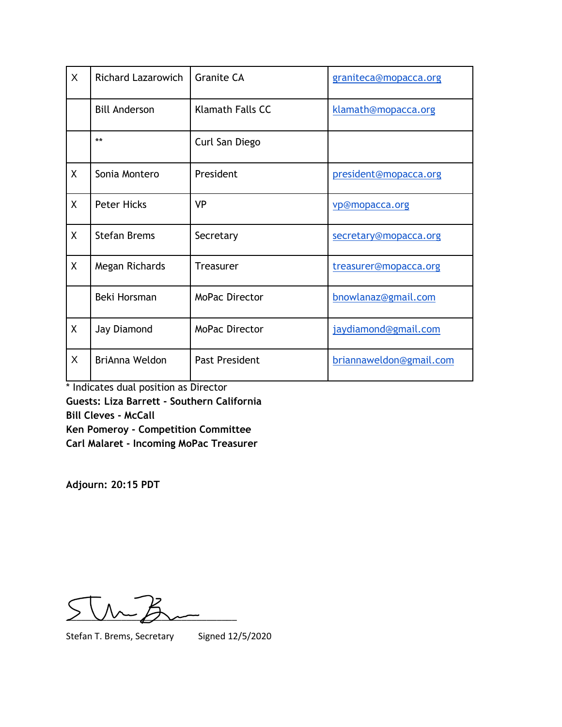| | | | |
|---|---|---|---|
| X | Richard Lazarowich | Granite CA | graniteca@mopacca.org |
| | Bill Anderson | Klamath Falls CC | klamath@mopacca.org |
| | ** | Curl San Diego | |
| X | Sonia Montero | President | president@mopacca.org |
| X | Peter Hicks | VP | vp@mopacca.org |
| X | Stefan Brems | Secretary | secretary@mopacca.org |
| X | Megan Richards | Treasurer | treasurer@mopacca.org |
| | Beki Horsman | MoPac Director | bnowlanaz@gmail.com |
| X | Jay Diamond | MoPac Director | jaydiamond@gmail.com |
| X | BriAnna Weldon | Past President | briannaweldon@gmail.com |

* Indicates dual position as Director

**Guests: Liza Barrett - Southern California**
**Bill Cleves - McCall**
**Ken Pomeroy - Competition Committee**
**Carl Malaret - Incoming MoPac Treasurer**

**Adjourn: 20:15 PDT**

Stefan T. Brems, Secretary      Signed 12/5/2020